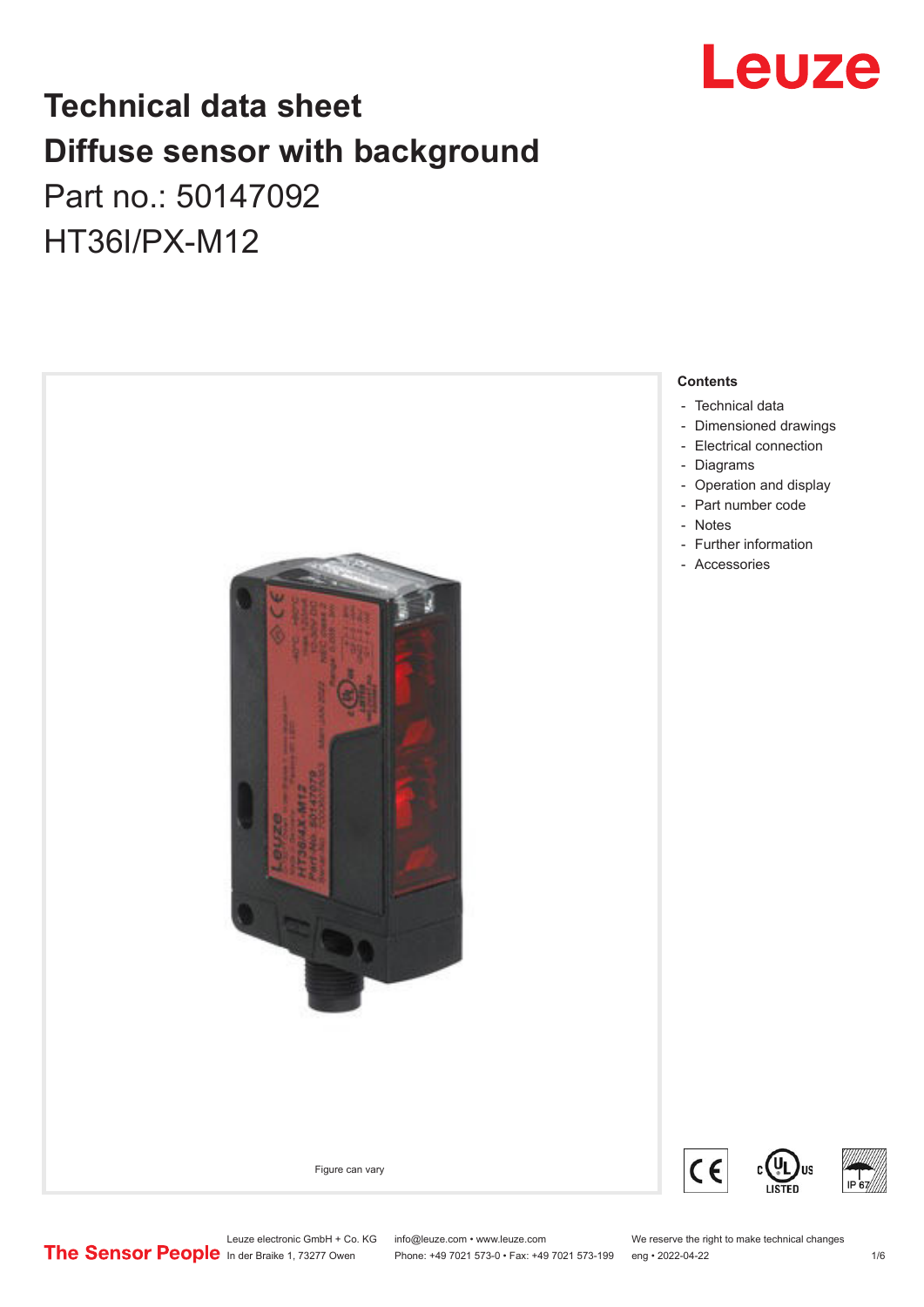# Technical data sheet
# Diffuse sensor with background

Part no.: 50147092

HT36I/PX-M12

Figure can vary

**Contents**

- Technical data
- Dimensioned drawings
- Electrical connection
- Diagrams
- Operation and display
- Part number code
- Notes
- Further information
- Accessories

Leuze electronic GmbH + Co. KG
In der Braike 1, 73277 Owen

info@leuze.com • www.leuze.com
Phone: +49 7021 573-0 • Fax: +49 7021 573-199

We reserve the right to make technical changes
eng • 2022-04-22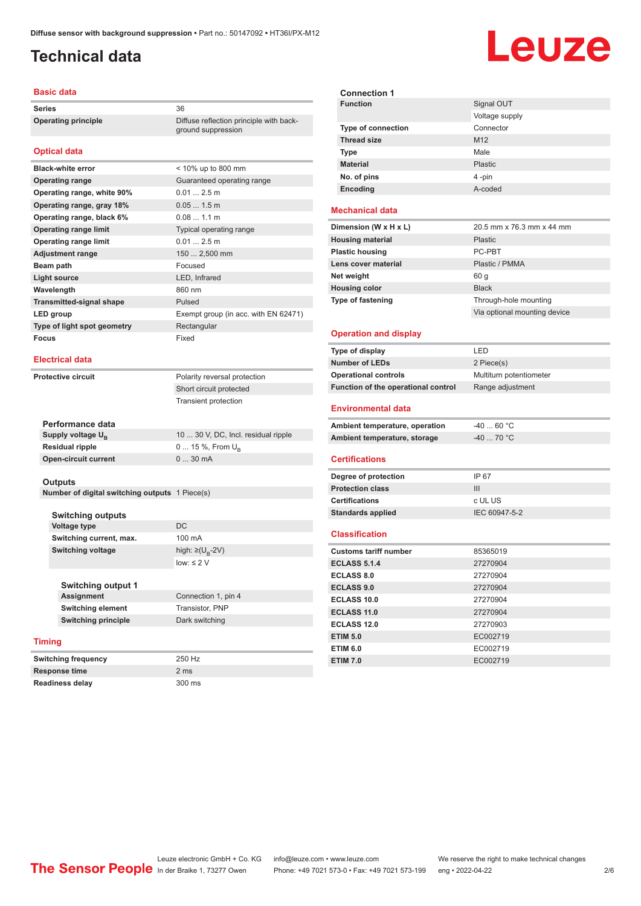# Technical data

## Basic data

| | |
|---|---|
| **Series** | 36 |
| **Operating principle** | Diffuse reflection principle with background suppression |

## Optical data

| | |
|---|---|
| **Black-white error** | < 10% up to 800 mm |
| **Operating range** | Guaranteed operating range |
| **Operating range, white 90%** | 0.01 ... 2.5 m |
| **Operating range, gray 18%** | 0.05 ... 1.5 m |
| **Operating range, black 6%** | 0.08 ... 1.1 m |
| **Operating range limit** | Typical operating range |
| **Operating range limit** | 0.01 ... 2.5 m |
| **Adjustment range** | 150 ... 2,500 mm |
| **Beam path** | Focused |
| **Light source** | LED, Infrared |
| **Wavelength** | 860 nm |
| **Transmitted-signal shape** | Pulsed |
| **LED group** | Exempt group (in acc. with EN 62471) |
| **Type of light spot geometry** | Rectangular |
| **Focus** | Fixed |

## Electrical data

| | |
|---|---|
| **Protective circuit** | Polarity reversal protection |
| | Short circuit protected |
| | Transient protection |

### Performance data

| | |
|---|---|
| **Supply voltage $U_B$** | 10 ... 30 V, DC, Incl. residual ripple |
| **Residual ripple** | 0 ... 15 %, From $U_B$ |
| **Open-circuit current** | 0 ... 30 mA |

### Outputs

| | |
|---|---|
| **Number of digital switching outputs** | 1 Piece(s) |

### Switching outputs

| | |
|---|---|
| **Voltage type** | DC |
| **Switching current, max.** | 100 mA |
| **Switching voltage** | high: ≥($U_B$-2V) |
| | low: ≤ 2 V |

### Switching output 1

| | |
|---|---|
| **Assignment** | Connection 1, pin 4 |
| **Switching element** | Transistor, PNP |
| **Switching principle** | Dark switching |

## Timing

| | |
|---|---|
| **Switching frequency** | 250 Hz |
| **Response time** | 2 ms |
| **Readiness delay** | 300 ms |

### Connection 1

| | |
|---|---|
| **Function** | Signal OUT |
| | Voltage supply |
| **Type of connection** | Connector |
| **Thread size** | M12 |
| **Type** | Male |
| **Material** | Plastic |
| **No. of pins** | 4 -pin |
| **Encoding** | A-coded |

## Mechanical data

| | |
|---|---|
| **Dimension (W x H x L)** | 20.5 mm x 76.3 mm x 44 mm |
| **Housing material** | Plastic |
| **Plastic housing** | PC-PBT |
| **Lens cover material** | Plastic / PMMA |
| **Net weight** | 60 g |
| **Housing color** | Black |
| **Type of fastening** | Through-hole mounting |
| | Via optional mounting device |

## Operation and display

| | |
|---|---|
| **Type of display** | LED |
| **Number of LEDs** | 2 Piece(s) |
| **Operational controls** | Multiturn potentiometer |
| **Function of the operational control** | Range adjustment |

## Environmental data

| | |
|---|---|
| **Ambient temperature, operation** | -40 ... 60 °C |
| **Ambient temperature, storage** | -40 ... 70 °C |

## Certifications

| | |
|---|---|
| **Degree of protection** | IP 67 |
| **Protection class** | III |
| **Certifications** | c UL US |
| **Standards applied** | IEC 60947-5-2 |

## Classification

| | |
|---|---|
| **Customs tariff number** | 85365019 |
| **ECLASS 5.1.4** | 27270904 |
| **ECLASS 8.0** | 27270904 |
| **ECLASS 9.0** | 27270904 |
| **ECLASS 10.0** | 27270904 |
| **ECLASS 11.0** | 27270904 |
| **ECLASS 12.0** | 27270903 |
| **ETIM 5.0** | EC002719 |
| **ETIM 6.0** | EC002719 |
| **ETIM 7.0** | EC002719 |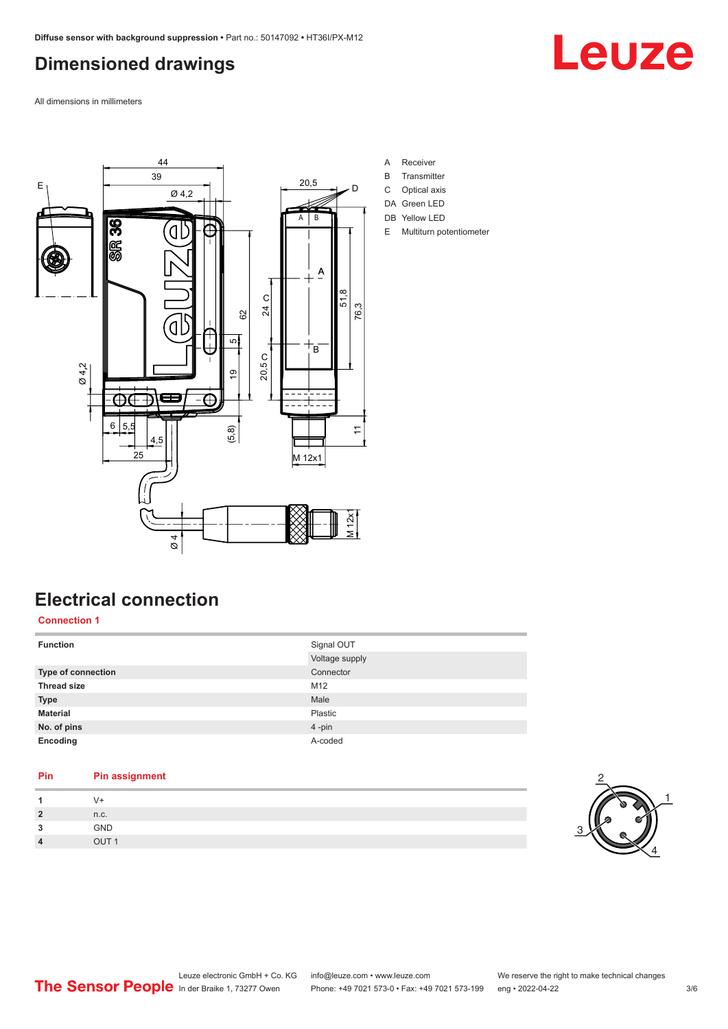# Dimensioned drawings

All dimensions in millimeters

A Receiver
B Transmitter
C Optical axis
DA Green LED
DB Yellow LED
E Multiturn potentiometer

# Electrical connection

## Connection 1

| | |
|---|---|
| **Function** | Signal OUT |
| | Voltage supply |
| **Type of connection** | Connector |
| **Thread size** | M12 |
| **Type** | Male |
| **Material** | Plastic |
| **No. of pins** | 4 -pin |
| **Encoding** | A-coded |

| Pin | Pin assignment |
|---|---|
| **1** | V+ |
| **2** | n.c. |
| **3** | GND |
| **4** | OUT 1 |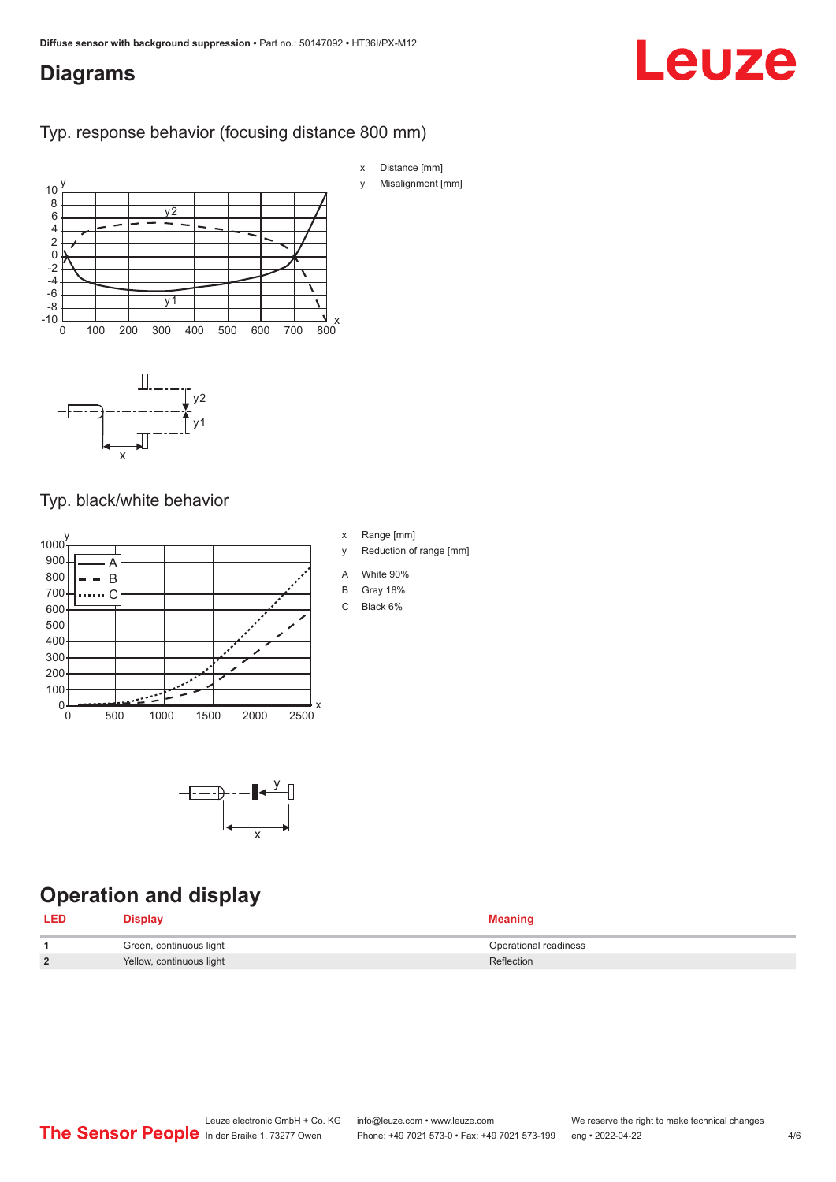## Diagrams

### Typ. response behavior (focusing distance 800 mm)

y
10
8
6
4
2
0
-2
-4
-6
-8
-10
0 100 200 300 400 500 600 700 800
x
y2
y1

x Distance [mm]
y Misalignment [mm]

y2
y1
x

### Typ. black/white behavior

y
1000
900
800
700
600
500
400
300
200
100
0
0 500 1000 1500 2000 2500
x
A
B
C

x Range [mm]
y Reduction of range [mm]
A White 90%
B Gray 18%
C Black 6%

y
x

## Operation and display

| LED | Display | Meaning |
|---|---|---|
| 1 | Green, continuous light | Operational readiness |
| 2 | Yellow, continuous light | Reflection |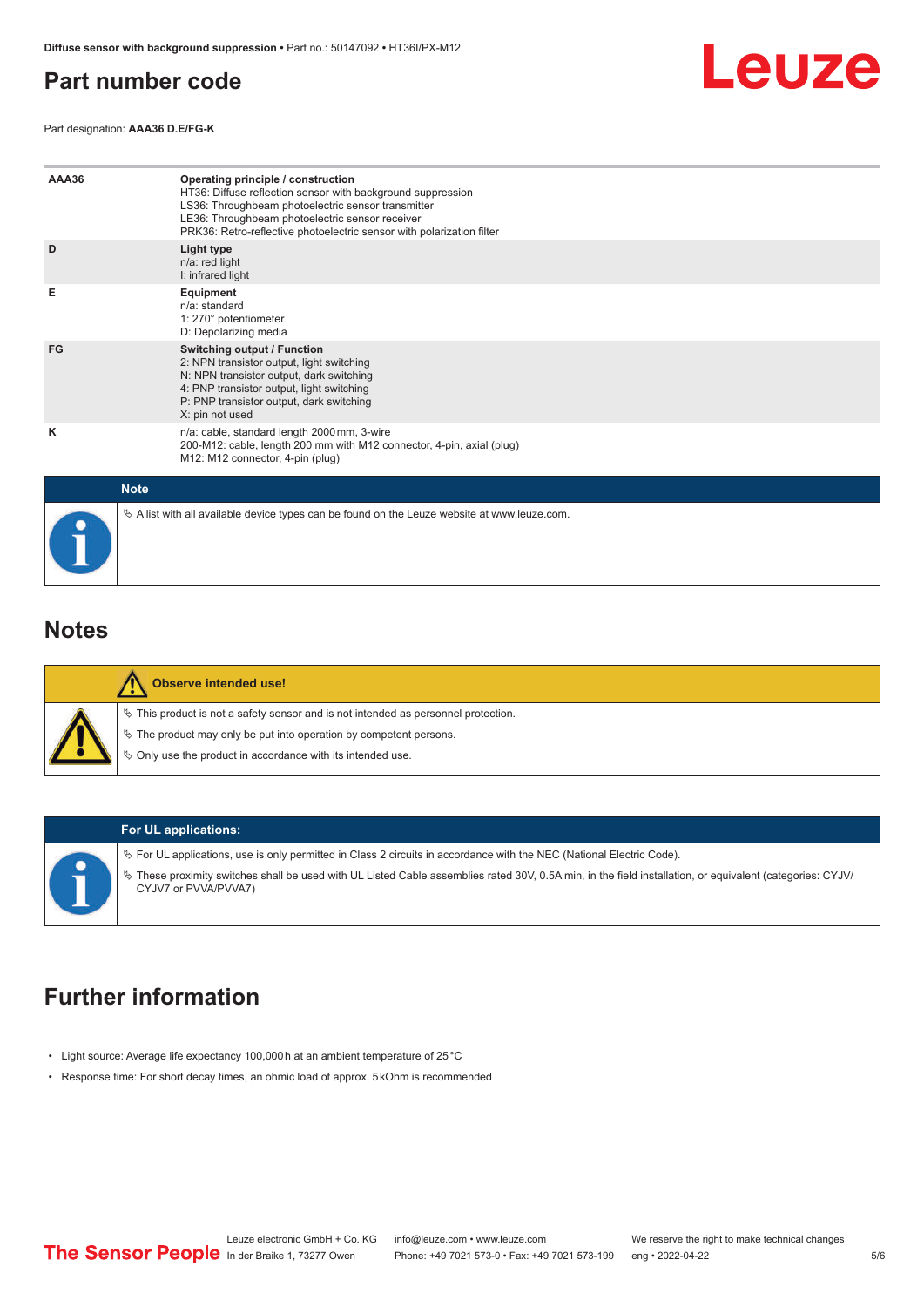## Part number code

Part designation: **AAA36 D.E/FG-K**

| | |
|---|---|
| **AAA36** | **Operating principle / construction**<br>HT36: Diffuse reflection sensor with background suppression<br>LS36: Throughbeam photoelectric sensor transmitter<br>LE36: Throughbeam photoelectric sensor receiver<br>PRK36: Retro-reflective photoelectric sensor with polarization filter |
| **D** | **Light type**<br>n/a: red light<br>I: infrared light |
| **E** | **Equipment**<br>n/a: standard<br>1: 270° potentiometer<br>D: Depolarizing media |
| **FG** | **Switching output / Function**<br>2: NPN transistor output, light switching<br>N: NPN transistor output, dark switching<br>4: PNP transistor output, light switching<br>P: PNP transistor output, dark switching<br>X: pin not used |
| **K** | n/a: cable, standard length 2000 mm, 3-wire<br>200-M12: cable, length 200 mm with M12 connector, 4-pin, axial (plug)<br>M12: M12 connector, 4-pin (plug) |

**Note**

- A list with all available device types can be found on the Leuze website at www.leuze.com.

## Notes

**Observe intended use!**

- This product is not a safety sensor and is not intended as personnel protection.
- The product may only be put into operation by competent persons.
- Only use the product in accordance with its intended use.

**For UL applications:**

- For UL applications, use is only permitted in Class 2 circuits in accordance with the NEC (National Electric Code).
- These proximity switches shall be used with UL Listed Cable assemblies rated 30V, 0.5A min, in the field installation, or equivalent (categories: CYJV/CYJV7 or PVVA/PVVA7)

## Further information

- Light source: Average life expectancy 100,000 h at an ambient temperature of 25 °C
- Response time: For short decay times, an ohmic load of approx. 5 kOhm is recommended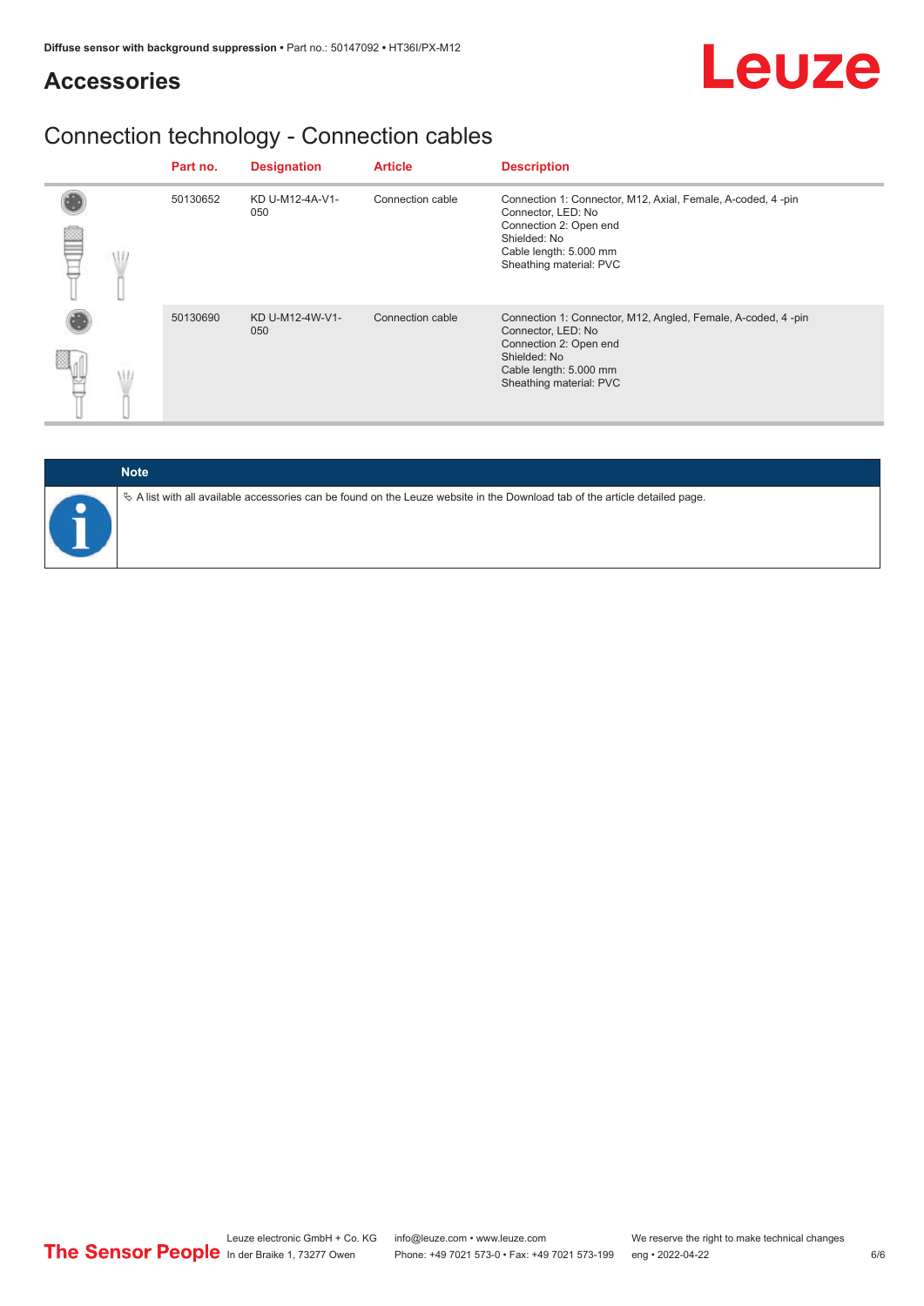## Accessories

# Connection technology - Connection cables

| | Part no. | Designation | Article | Description |
|---|---|---|---|---|
| | 50130652 | KD U-M12-4A-V1-050 | Connection cable | Connection 1: Connector, M12, Axial, Female, A-coded, 4 -pin<br>Connector, LED: No<br>Connection 2: Open end<br>Shielded: No<br>Cable length: 5.000 mm<br>Sheathing material: PVC |
| | 50130690 | KD U-M12-4W-V1-050 | Connection cable | Connection 1: Connector, M12, Angled, Female, A-coded, 4 -pin<br>Connector, LED: No<br>Connection 2: Open end<br>Shielded: No<br>Cable length: 5.000 mm<br>Sheathing material: PVC |

**Note**

↳ A list with all available accessories can be found on the Leuze website in the Download tab of the article detailed page.